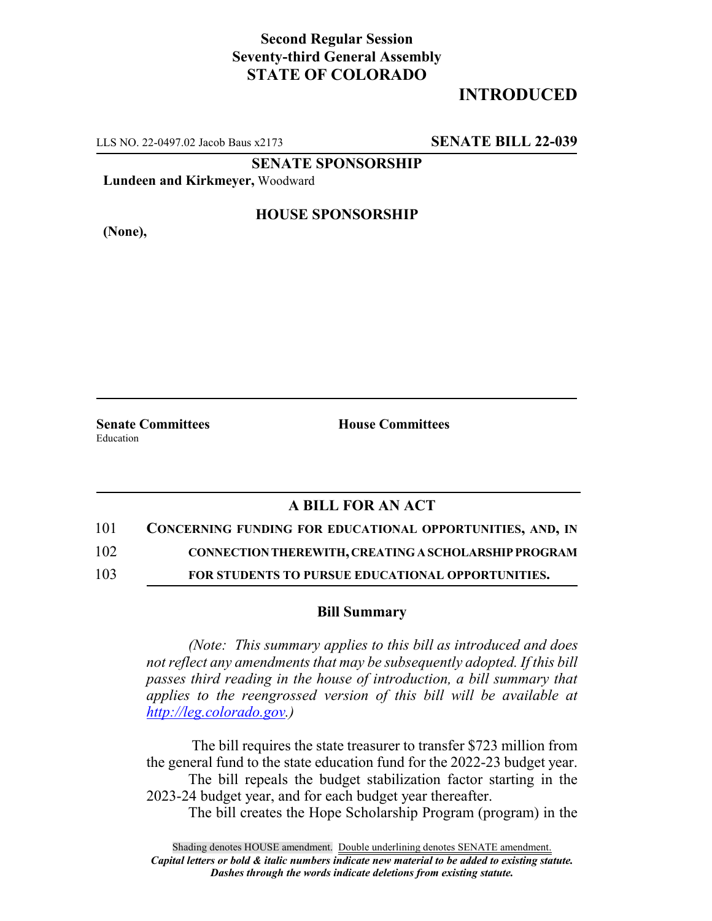**Second Regular Session**
**Seventy-third General Assembly**
**STATE OF COLORADO**

# INTRODUCED

LLS NO. 22-0497.02 Jacob Baus x2173 **SENATE BILL 22-039**

**SENATE SPONSORSHIP**

**Lundeen and Kirkmeyer,** Woodward

**HOUSE SPONSORSHIP**

**(None),**

**Senate Committees**
Education

**House Committees**

## A BILL FOR AN ACT

101 **CONCERNING FUNDING FOR EDUCATIONAL OPPORTUNITIES, AND, IN**
102 **CONNECTION THEREWITH, CREATING A SCHOLARSHIP PROGRAM**
103 **FOR STUDENTS TO PURSUE EDUCATIONAL OPPORTUNITIES.**

### Bill Summary

*(Note: This summary applies to this bill as introduced and does not reflect any amendments that may be subsequently adopted. If this bill passes third reading in the house of introduction, a bill summary that applies to the reengrossed version of this bill will be available at http://leg.colorado.gov.)*

The bill requires the state treasurer to transfer $723 million from the general fund to the state education fund for the 2022-23 budget year.

The bill repeals the budget stabilization factor starting in the 2023-24 budget year, and for each budget year thereafter.

The bill creates the Hope Scholarship Program (program) in the

Shading denotes HOUSE amendment. Double underlining denotes SENATE amendment.
*Capital letters or bold & italic numbers indicate new material to be added to existing statute.*
*Dashes through the words indicate deletions from existing statute.*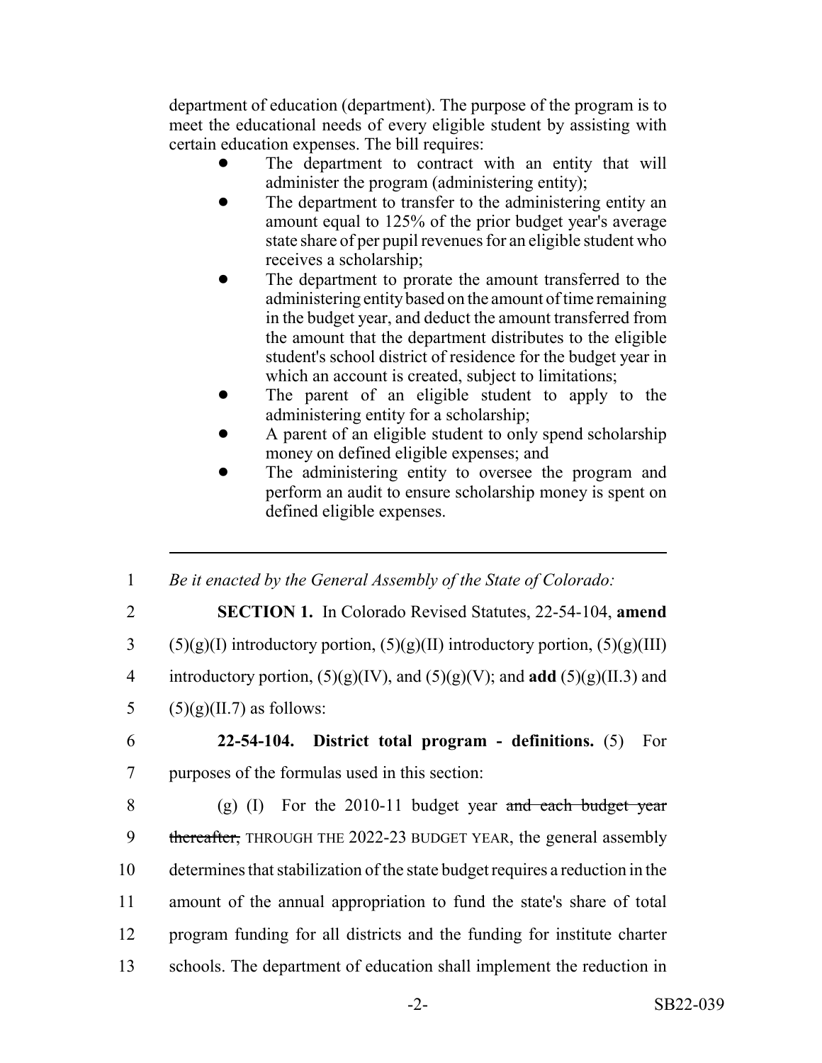department of education (department). The purpose of the program is to meet the educational needs of every eligible student by assisting with certain education expenses. The bill requires:

- The department to contract with an entity that will administer the program (administering entity);
- The department to transfer to the administering entity an amount equal to 125% of the prior budget year's average state share of per pupil revenues for an eligible student who receives a scholarship;
- The department to prorate the amount transferred to the administering entity based on the amount of time remaining in the budget year, and deduct the amount transferred from the amount that the department distributes to the eligible student's school district of residence for the budget year in which an account is created, subject to limitations;
- The parent of an eligible student to apply to the administering entity for a scholarship;
- A parent of an eligible student to only spend scholarship money on defined eligible expenses; and
- The administering entity to oversee the program and perform an audit to ensure scholarship money is spent on defined eligible expenses.

---

1 *Be it enacted by the General Assembly of the State of Colorado:*

2 **SECTION 1.** In Colorado Revised Statutes, 22-54-104, **amend**
3 (5)(g)(I) introductory portion, (5)(g)(II) introductory portion, (5)(g)(III)
4 introductory portion, (5)(g)(IV), and (5)(g)(V); and **add** (5)(g)(II.3) and
5 (5)(g)(II.7) as follows:

6 **22-54-104. District total program - definitions.** (5) For
7 purposes of the formulas used in this section:

8 (g) (I) For the 2010-11 budget year ~~and each budget year~~
9 ~~thereafter,~~ THROUGH THE 2022-23 BUDGET YEAR, the general assembly
10 determines that stabilization of the state budget requires a reduction in the
11 amount of the annual appropriation to fund the state's share of total
12 program funding for all districts and the funding for institute charter
13 schools. The department of education shall implement the reduction in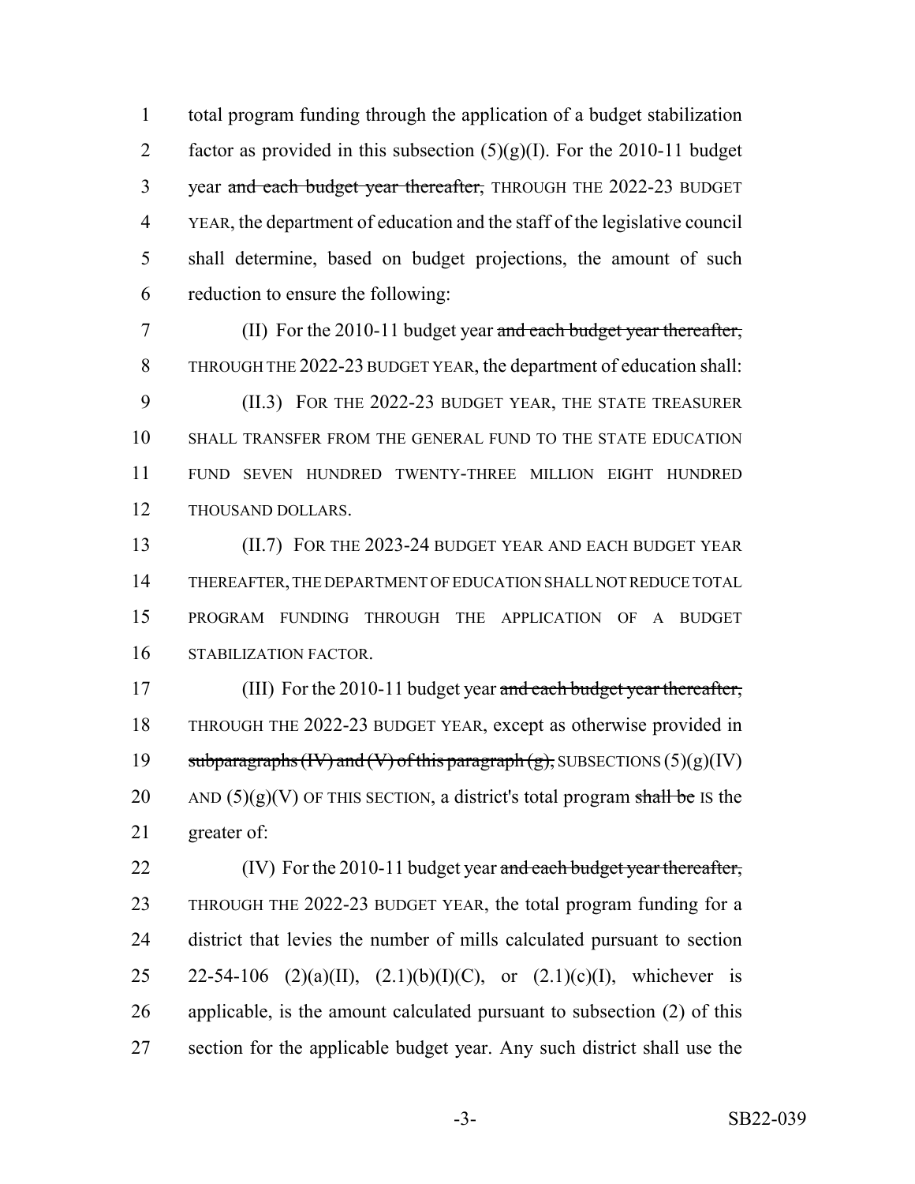total program funding through the application of a budget stabilization factor as provided in this subsection (5)(g)(I). For the 2010-11 budget year ~~and each budget year thereafter,~~ THROUGH THE 2022-23 BUDGET YEAR, the department of education and the staff of the legislative council shall determine, based on budget projections, the amount of such reduction to ensure the following:

(II) For the 2010-11 budget year ~~and each budget year thereafter,~~ THROUGH THE 2022-23 BUDGET YEAR, the department of education shall:

(II.3) FOR THE 2022-23 BUDGET YEAR, THE STATE TREASURER SHALL TRANSFER FROM THE GENERAL FUND TO THE STATE EDUCATION FUND SEVEN HUNDRED TWENTY-THREE MILLION EIGHT HUNDRED THOUSAND DOLLARS.

(II.7) FOR THE 2023-24 BUDGET YEAR AND EACH BUDGET YEAR THEREAFTER, THE DEPARTMENT OF EDUCATION SHALL NOT REDUCE TOTAL PROGRAM FUNDING THROUGH THE APPLICATION OF A BUDGET STABILIZATION FACTOR.

(III) For the 2010-11 budget year ~~and each budget year thereafter,~~ THROUGH THE 2022-23 BUDGET YEAR, except as otherwise provided in ~~subparagraphs (IV) and (V) of this paragraph (g),~~ SUBSECTIONS (5)(g)(IV) AND (5)(g)(V) OF THIS SECTION, a district's total program ~~shall be~~ IS the greater of:

(IV) For the 2010-11 budget year ~~and each budget year thereafter,~~ THROUGH THE 2022-23 BUDGET YEAR, the total program funding for a district that levies the number of mills calculated pursuant to section 22-54-106 (2)(a)(II), (2.1)(b)(I)(C), or (2.1)(c)(I), whichever is applicable, is the amount calculated pursuant to subsection (2) of this section for the applicable budget year. Any such district shall use the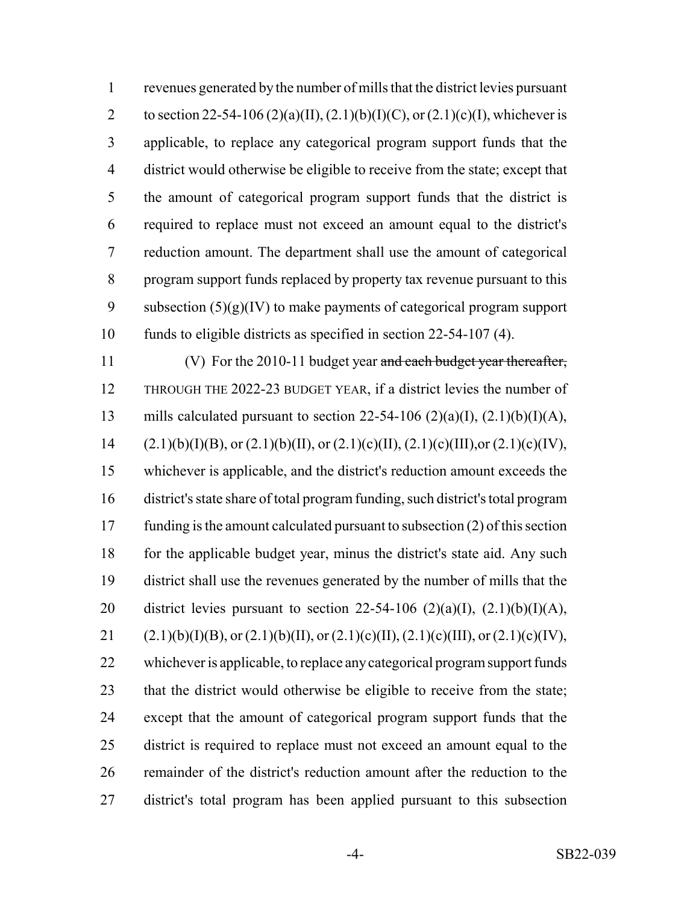revenues generated by the number of mills that the district levies pursuant to section 22-54-106 (2)(a)(II), (2.1)(b)(I)(C), or (2.1)(c)(I), whichever is applicable, to replace any categorical program support funds that the district would otherwise be eligible to receive from the state; except that the amount of categorical program support funds that the district is required to replace must not exceed an amount equal to the district's reduction amount. The department shall use the amount of categorical program support funds replaced by property tax revenue pursuant to this subsection (5)(g)(IV) to make payments of categorical program support funds to eligible districts as specified in section 22-54-107 (4).

(V) For the 2010-11 budget year ~~and each budget year thereafter,~~ THROUGH THE 2022-23 BUDGET YEAR, if a district levies the number of mills calculated pursuant to section 22-54-106 (2)(a)(I), (2.1)(b)(I)(A), (2.1)(b)(I)(B), or (2.1)(b)(II), or (2.1)(c)(II), (2.1)(c)(III),or (2.1)(c)(IV), whichever is applicable, and the district's reduction amount exceeds the district's state share of total program funding, such district's total program funding is the amount calculated pursuant to subsection (2) of this section for the applicable budget year, minus the district's state aid. Any such district shall use the revenues generated by the number of mills that the district levies pursuant to section 22-54-106 (2)(a)(I), (2.1)(b)(I)(A), (2.1)(b)(I)(B), or (2.1)(b)(II), or (2.1)(c)(II), (2.1)(c)(III), or (2.1)(c)(IV), whichever is applicable, to replace any categorical program support funds that the district would otherwise be eligible to receive from the state; except that the amount of categorical program support funds that the district is required to replace must not exceed an amount equal to the remainder of the district's reduction amount after the reduction to the district's total program has been applied pursuant to this subsection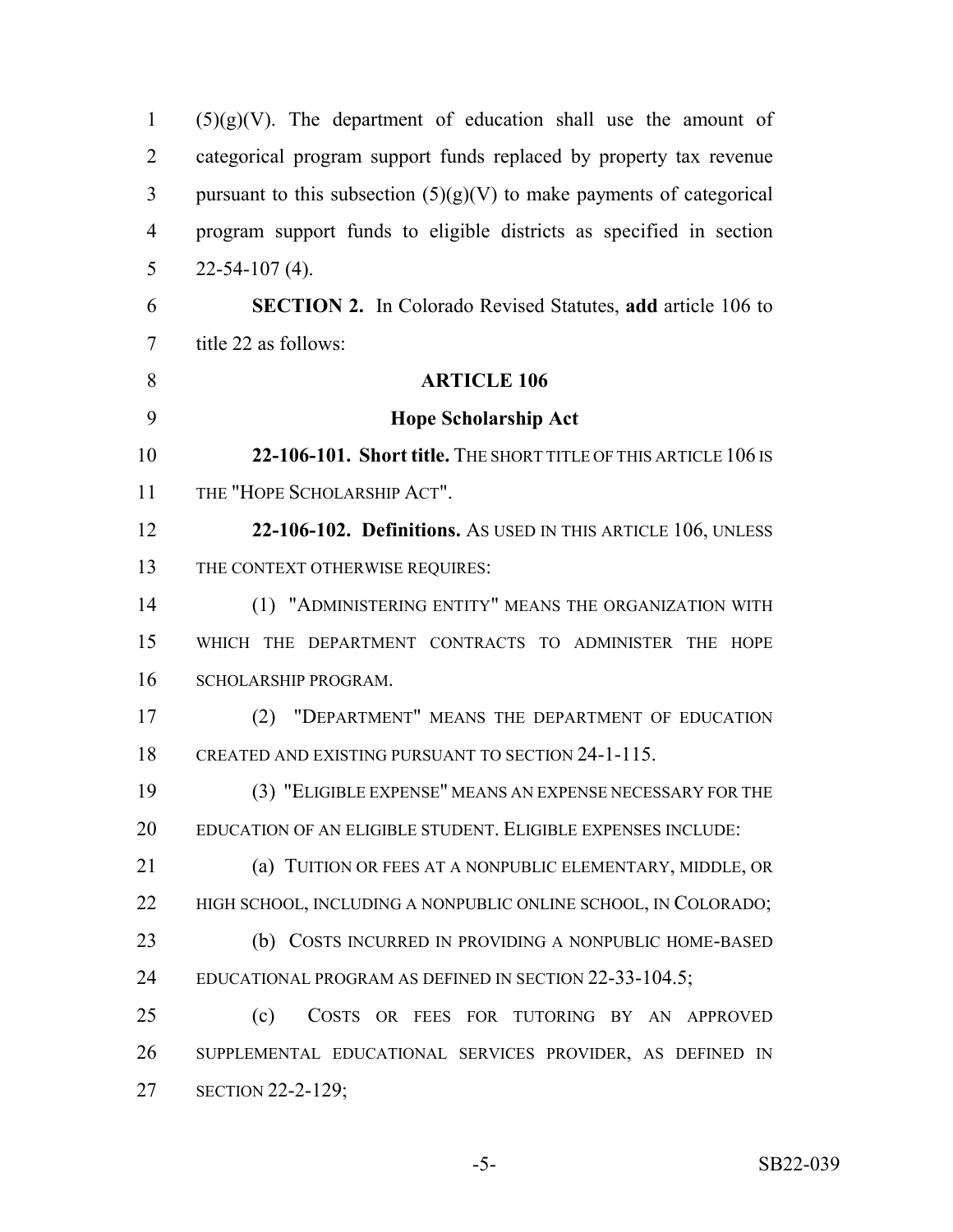(5)(g)(V). The department of education shall use the amount of categorical program support funds replaced by property tax revenue pursuant to this subsection (5)(g)(V) to make payments of categorical program support funds to eligible districts as specified in section 22-54-107 (4).

**SECTION 2.** In Colorado Revised Statutes, **add** article 106 to title 22 as follows:

## ARTICLE 106

## Hope Scholarship Act

**22-106-101. Short title.** THE SHORT TITLE OF THIS ARTICLE 106 IS THE "HOPE SCHOLARSHIP ACT".

**22-106-102. Definitions.** AS USED IN THIS ARTICLE 106, UNLESS THE CONTEXT OTHERWISE REQUIRES:

(1) "ADMINISTERING ENTITY" MEANS THE ORGANIZATION WITH WHICH THE DEPARTMENT CONTRACTS TO ADMINISTER THE HOPE SCHOLARSHIP PROGRAM.

(2) "DEPARTMENT" MEANS THE DEPARTMENT OF EDUCATION CREATED AND EXISTING PURSUANT TO SECTION 24-1-115.

(3) "ELIGIBLE EXPENSE" MEANS AN EXPENSE NECESSARY FOR THE EDUCATION OF AN ELIGIBLE STUDENT. ELIGIBLE EXPENSES INCLUDE:

(a) TUITION OR FEES AT A NONPUBLIC ELEMENTARY, MIDDLE, OR HIGH SCHOOL, INCLUDING A NONPUBLIC ONLINE SCHOOL, IN COLORADO;

(b) COSTS INCURRED IN PROVIDING A NONPUBLIC HOME-BASED EDUCATIONAL PROGRAM AS DEFINED IN SECTION 22-33-104.5;

(c) COSTS OR FEES FOR TUTORING BY AN APPROVED SUPPLEMENTAL EDUCATIONAL SERVICES PROVIDER, AS DEFINED IN SECTION 22-2-129;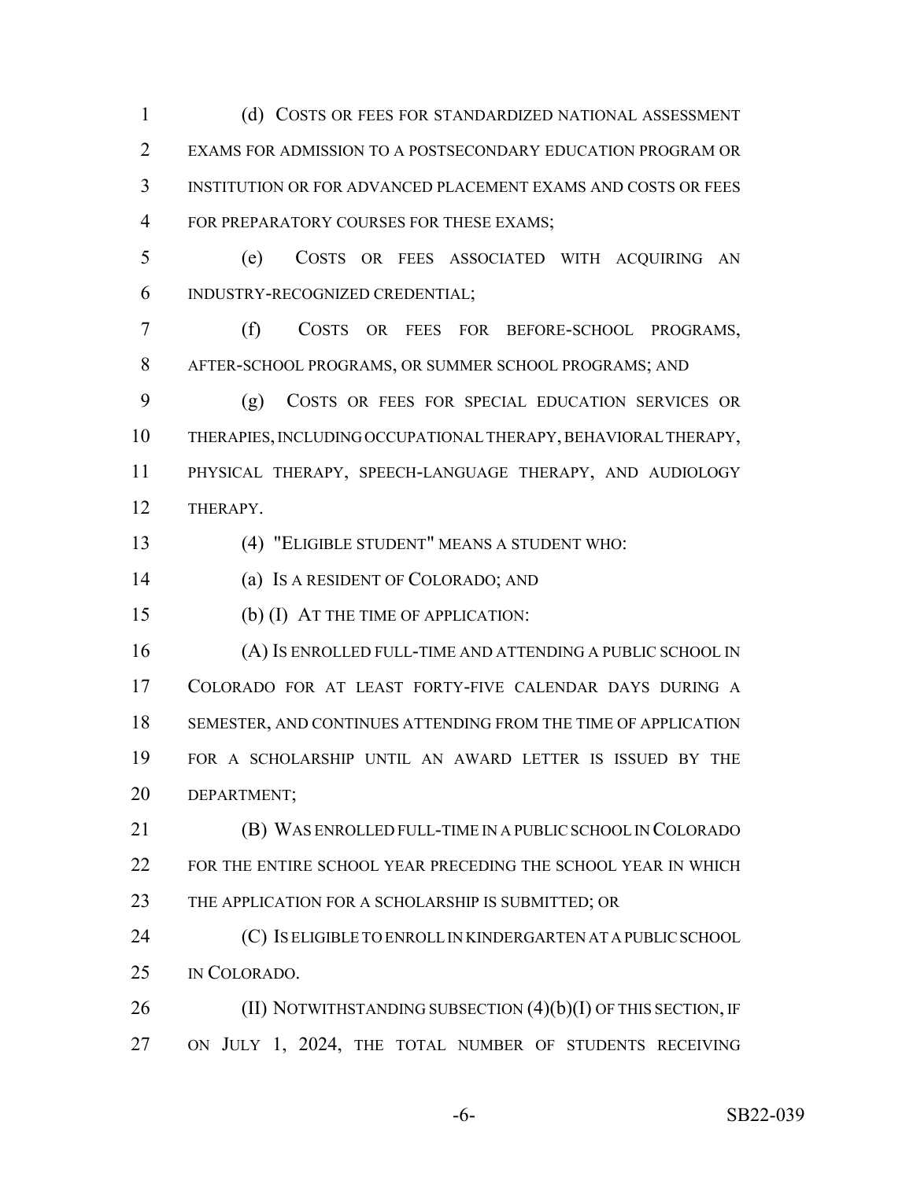(d) COSTS OR FEES FOR STANDARDIZED NATIONAL ASSESSMENT EXAMS FOR ADMISSION TO A POSTSECONDARY EDUCATION PROGRAM OR INSTITUTION OR FOR ADVANCED PLACEMENT EXAMS AND COSTS OR FEES FOR PREPARATORY COURSES FOR THESE EXAMS;

(e) COSTS OR FEES ASSOCIATED WITH ACQUIRING AN INDUSTRY-RECOGNIZED CREDENTIAL;

(f) COSTS OR FEES FOR BEFORE-SCHOOL PROGRAMS, AFTER-SCHOOL PROGRAMS, OR SUMMER SCHOOL PROGRAMS; AND

(g) COSTS OR FEES FOR SPECIAL EDUCATION SERVICES OR THERAPIES, INCLUDING OCCUPATIONAL THERAPY, BEHAVIORAL THERAPY, PHYSICAL THERAPY, SPEECH-LANGUAGE THERAPY, AND AUDIOLOGY THERAPY.

(4) "ELIGIBLE STUDENT" MEANS A STUDENT WHO:

(a) IS A RESIDENT OF COLORADO; AND

(b) (I) AT THE TIME OF APPLICATION:

(A) IS ENROLLED FULL-TIME AND ATTENDING A PUBLIC SCHOOL IN COLORADO FOR AT LEAST FORTY-FIVE CALENDAR DAYS DURING A SEMESTER, AND CONTINUES ATTENDING FROM THE TIME OF APPLICATION FOR A SCHOLARSHIP UNTIL AN AWARD LETTER IS ISSUED BY THE DEPARTMENT;

(B) WAS ENROLLED FULL-TIME IN A PUBLIC SCHOOL IN COLORADO FOR THE ENTIRE SCHOOL YEAR PRECEDING THE SCHOOL YEAR IN WHICH THE APPLICATION FOR A SCHOLARSHIP IS SUBMITTED; OR

(C) IS ELIGIBLE TO ENROLL IN KINDERGARTEN AT A PUBLIC SCHOOL IN COLORADO.

(II) NOTWITHSTANDING SUBSECTION (4)(b)(I) OF THIS SECTION, IF ON JULY 1, 2024, THE TOTAL NUMBER OF STUDENTS RECEIVING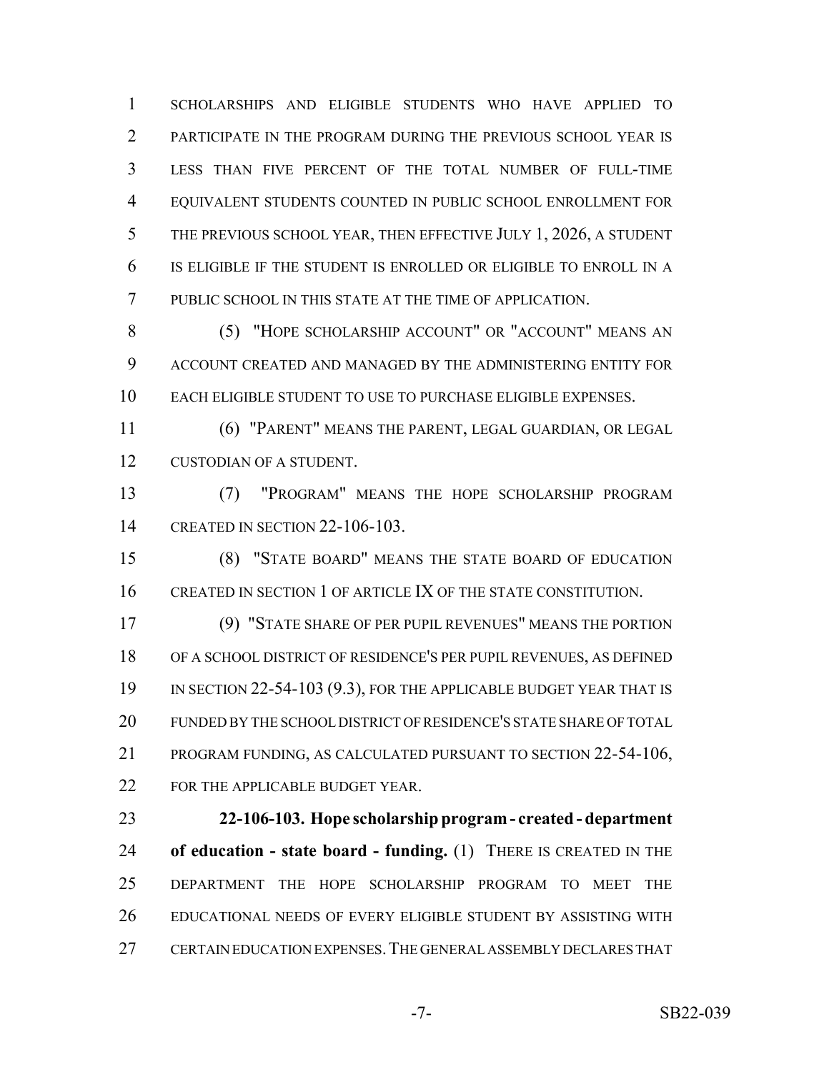SCHOLARSHIPS AND ELIGIBLE STUDENTS WHO HAVE APPLIED TO PARTICIPATE IN THE PROGRAM DURING THE PREVIOUS SCHOOL YEAR IS LESS THAN FIVE PERCENT OF THE TOTAL NUMBER OF FULL-TIME EQUIVALENT STUDENTS COUNTED IN PUBLIC SCHOOL ENROLLMENT FOR THE PREVIOUS SCHOOL YEAR, THEN EFFECTIVE JULY 1, 2026, A STUDENT IS ELIGIBLE IF THE STUDENT IS ENROLLED OR ELIGIBLE TO ENROLL IN A PUBLIC SCHOOL IN THIS STATE AT THE TIME OF APPLICATION.

(5) "HOPE SCHOLARSHIP ACCOUNT" OR "ACCOUNT" MEANS AN ACCOUNT CREATED AND MANAGED BY THE ADMINISTERING ENTITY FOR EACH ELIGIBLE STUDENT TO USE TO PURCHASE ELIGIBLE EXPENSES.

(6) "PARENT" MEANS THE PARENT, LEGAL GUARDIAN, OR LEGAL CUSTODIAN OF A STUDENT.

(7) "PROGRAM" MEANS THE HOPE SCHOLARSHIP PROGRAM CREATED IN SECTION 22-106-103.

(8) "STATE BOARD" MEANS THE STATE BOARD OF EDUCATION CREATED IN SECTION 1 OF ARTICLE IX OF THE STATE CONSTITUTION.

(9) "STATE SHARE OF PER PUPIL REVENUES" MEANS THE PORTION OF A SCHOOL DISTRICT OF RESIDENCE'S PER PUPIL REVENUES, AS DEFINED IN SECTION 22-54-103 (9.3), FOR THE APPLICABLE BUDGET YEAR THAT IS FUNDED BY THE SCHOOL DISTRICT OF RESIDENCE'S STATE SHARE OF TOTAL PROGRAM FUNDING, AS CALCULATED PURSUANT TO SECTION 22-54-106, FOR THE APPLICABLE BUDGET YEAR.

**22-106-103. Hope scholarship program - created - department of education - state board - funding.** (1) THERE IS CREATED IN THE DEPARTMENT THE HOPE SCHOLARSHIP PROGRAM TO MEET THE EDUCATIONAL NEEDS OF EVERY ELIGIBLE STUDENT BY ASSISTING WITH CERTAIN EDUCATION EXPENSES. THE GENERAL ASSEMBLY DECLARES THAT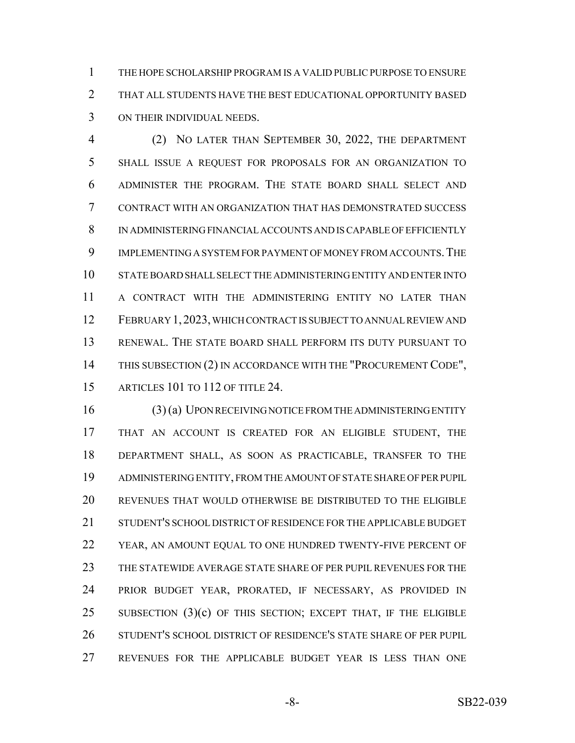THE HOPE SCHOLARSHIP PROGRAM IS A VALID PUBLIC PURPOSE TO ENSURE THAT ALL STUDENTS HAVE THE BEST EDUCATIONAL OPPORTUNITY BASED ON THEIR INDIVIDUAL NEEDS.

(2) NO LATER THAN SEPTEMBER 30, 2022, THE DEPARTMENT SHALL ISSUE A REQUEST FOR PROPOSALS FOR AN ORGANIZATION TO ADMINISTER THE PROGRAM. THE STATE BOARD SHALL SELECT AND CONTRACT WITH AN ORGANIZATION THAT HAS DEMONSTRATED SUCCESS IN ADMINISTERING FINANCIAL ACCOUNTS AND IS CAPABLE OF EFFICIENTLY IMPLEMENTING A SYSTEM FOR PAYMENT OF MONEY FROM ACCOUNTS. THE STATE BOARD SHALL SELECT THE ADMINISTERING ENTITY AND ENTER INTO A CONTRACT WITH THE ADMINISTERING ENTITY NO LATER THAN FEBRUARY 1, 2023, WHICH CONTRACT IS SUBJECT TO ANNUAL REVIEW AND RENEWAL. THE STATE BOARD SHALL PERFORM ITS DUTY PURSUANT TO THIS SUBSECTION (2) IN ACCORDANCE WITH THE "PROCUREMENT CODE", ARTICLES 101 TO 112 OF TITLE 24.

(3) (a) UPON RECEIVING NOTICE FROM THE ADMINISTERING ENTITY THAT AN ACCOUNT IS CREATED FOR AN ELIGIBLE STUDENT, THE DEPARTMENT SHALL, AS SOON AS PRACTICABLE, TRANSFER TO THE ADMINISTERING ENTITY, FROM THE AMOUNT OF STATE SHARE OF PER PUPIL REVENUES THAT WOULD OTHERWISE BE DISTRIBUTED TO THE ELIGIBLE STUDENT'S SCHOOL DISTRICT OF RESIDENCE FOR THE APPLICABLE BUDGET YEAR, AN AMOUNT EQUAL TO ONE HUNDRED TWENTY-FIVE PERCENT OF THE STATEWIDE AVERAGE STATE SHARE OF PER PUPIL REVENUES FOR THE PRIOR BUDGET YEAR, PRORATED, IF NECESSARY, AS PROVIDED IN SUBSECTION (3)(c) OF THIS SECTION; EXCEPT THAT, IF THE ELIGIBLE STUDENT'S SCHOOL DISTRICT OF RESIDENCE'S STATE SHARE OF PER PUPIL REVENUES FOR THE APPLICABLE BUDGET YEAR IS LESS THAN ONE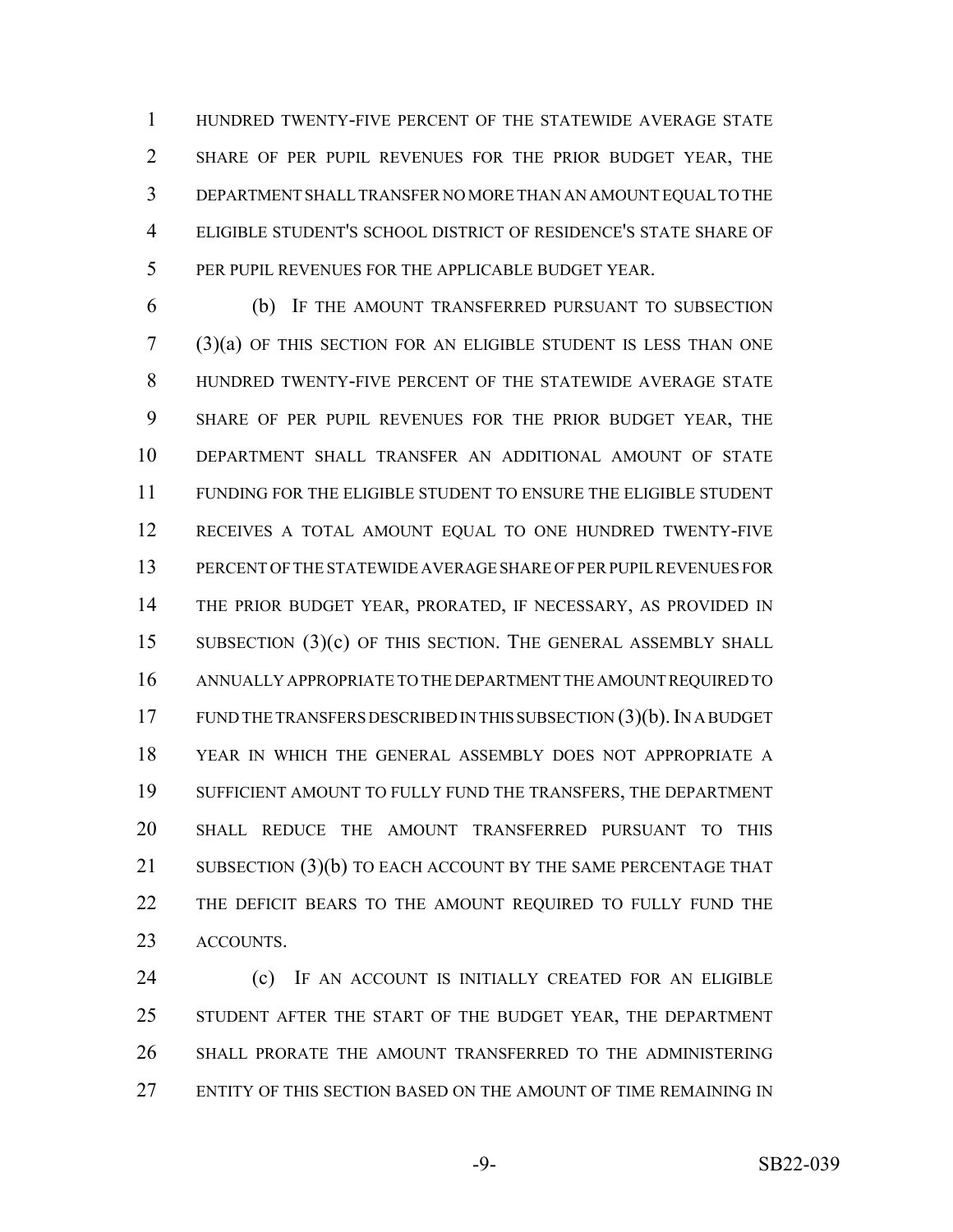HUNDRED TWENTY-FIVE PERCENT OF THE STATEWIDE AVERAGE STATE SHARE OF PER PUPIL REVENUES FOR THE PRIOR BUDGET YEAR, THE DEPARTMENT SHALL TRANSFER NO MORE THAN AN AMOUNT EQUAL TO THE ELIGIBLE STUDENT'S SCHOOL DISTRICT OF RESIDENCE'S STATE SHARE OF PER PUPIL REVENUES FOR THE APPLICABLE BUDGET YEAR.

(b) IF THE AMOUNT TRANSFERRED PURSUANT TO SUBSECTION (3)(a) OF THIS SECTION FOR AN ELIGIBLE STUDENT IS LESS THAN ONE HUNDRED TWENTY-FIVE PERCENT OF THE STATEWIDE AVERAGE STATE SHARE OF PER PUPIL REVENUES FOR THE PRIOR BUDGET YEAR, THE DEPARTMENT SHALL TRANSFER AN ADDITIONAL AMOUNT OF STATE FUNDING FOR THE ELIGIBLE STUDENT TO ENSURE THE ELIGIBLE STUDENT RECEIVES A TOTAL AMOUNT EQUAL TO ONE HUNDRED TWENTY-FIVE PERCENT OF THE STATEWIDE AVERAGE SHARE OF PER PUPIL REVENUES FOR THE PRIOR BUDGET YEAR, PRORATED, IF NECESSARY, AS PROVIDED IN SUBSECTION (3)(c) OF THIS SECTION. THE GENERAL ASSEMBLY SHALL ANNUALLY APPROPRIATE TO THE DEPARTMENT THE AMOUNT REQUIRED TO FUND THE TRANSFERS DESCRIBED IN THIS SUBSECTION (3)(b). IN A BUDGET YEAR IN WHICH THE GENERAL ASSEMBLY DOES NOT APPROPRIATE A SUFFICIENT AMOUNT TO FULLY FUND THE TRANSFERS, THE DEPARTMENT SHALL REDUCE THE AMOUNT TRANSFERRED PURSUANT TO THIS SUBSECTION (3)(b) TO EACH ACCOUNT BY THE SAME PERCENTAGE THAT THE DEFICIT BEARS TO THE AMOUNT REQUIRED TO FULLY FUND THE ACCOUNTS.

(c) IF AN ACCOUNT IS INITIALLY CREATED FOR AN ELIGIBLE STUDENT AFTER THE START OF THE BUDGET YEAR, THE DEPARTMENT SHALL PRORATE THE AMOUNT TRANSFERRED TO THE ADMINISTERING ENTITY OF THIS SECTION BASED ON THE AMOUNT OF TIME REMAINING IN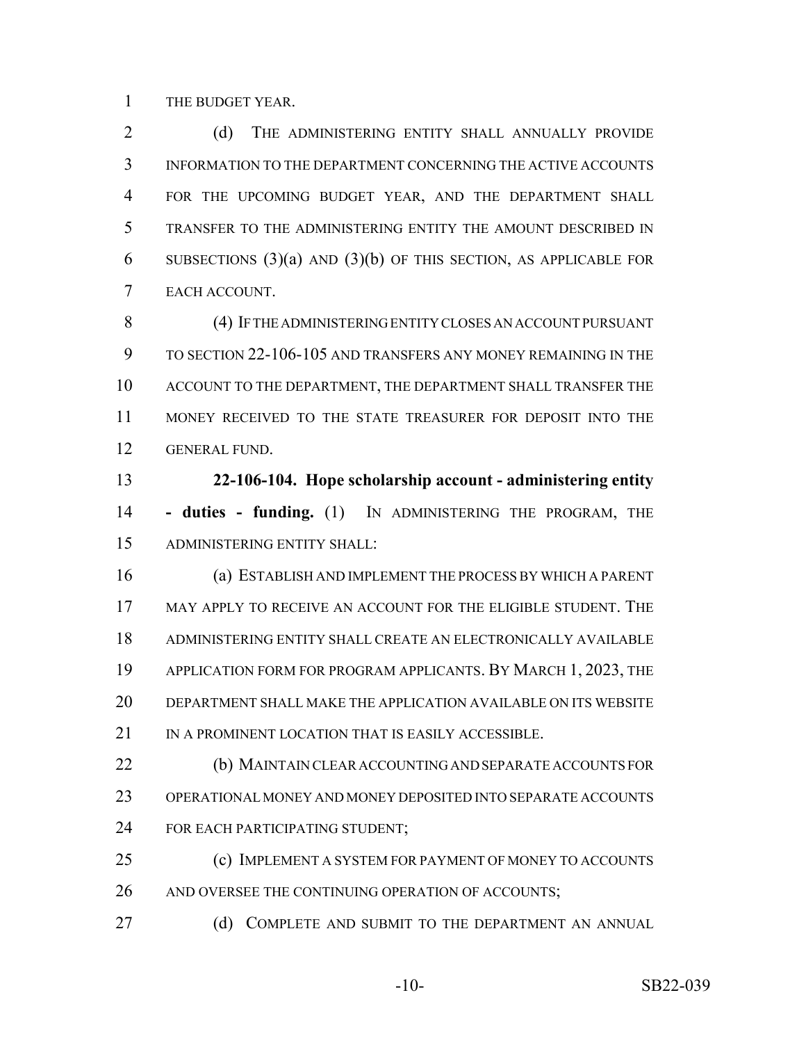THE BUDGET YEAR.

(d) THE ADMINISTERING ENTITY SHALL ANNUALLY PROVIDE INFORMATION TO THE DEPARTMENT CONCERNING THE ACTIVE ACCOUNTS FOR THE UPCOMING BUDGET YEAR, AND THE DEPARTMENT SHALL TRANSFER TO THE ADMINISTERING ENTITY THE AMOUNT DESCRIBED IN SUBSECTIONS (3)(a) AND (3)(b) OF THIS SECTION, AS APPLICABLE FOR EACH ACCOUNT.

(4) IF THE ADMINISTERING ENTITY CLOSES AN ACCOUNT PURSUANT TO SECTION 22-106-105 AND TRANSFERS ANY MONEY REMAINING IN THE ACCOUNT TO THE DEPARTMENT, THE DEPARTMENT SHALL TRANSFER THE MONEY RECEIVED TO THE STATE TREASURER FOR DEPOSIT INTO THE GENERAL FUND.

**22-106-104. Hope scholarship account - administering entity - duties - funding.** (1) IN ADMINISTERING THE PROGRAM, THE ADMINISTERING ENTITY SHALL:

(a) ESTABLISH AND IMPLEMENT THE PROCESS BY WHICH A PARENT MAY APPLY TO RECEIVE AN ACCOUNT FOR THE ELIGIBLE STUDENT. THE ADMINISTERING ENTITY SHALL CREATE AN ELECTRONICALLY AVAILABLE APPLICATION FORM FOR PROGRAM APPLICANTS. BY MARCH 1, 2023, THE DEPARTMENT SHALL MAKE THE APPLICATION AVAILABLE ON ITS WEBSITE IN A PROMINENT LOCATION THAT IS EASILY ACCESSIBLE.

(b) MAINTAIN CLEAR ACCOUNTING AND SEPARATE ACCOUNTS FOR OPERATIONAL MONEY AND MONEY DEPOSITED INTO SEPARATE ACCOUNTS FOR EACH PARTICIPATING STUDENT;

(c) IMPLEMENT A SYSTEM FOR PAYMENT OF MONEY TO ACCOUNTS AND OVERSEE THE CONTINUING OPERATION OF ACCOUNTS;

(d) COMPLETE AND SUBMIT TO THE DEPARTMENT AN ANNUAL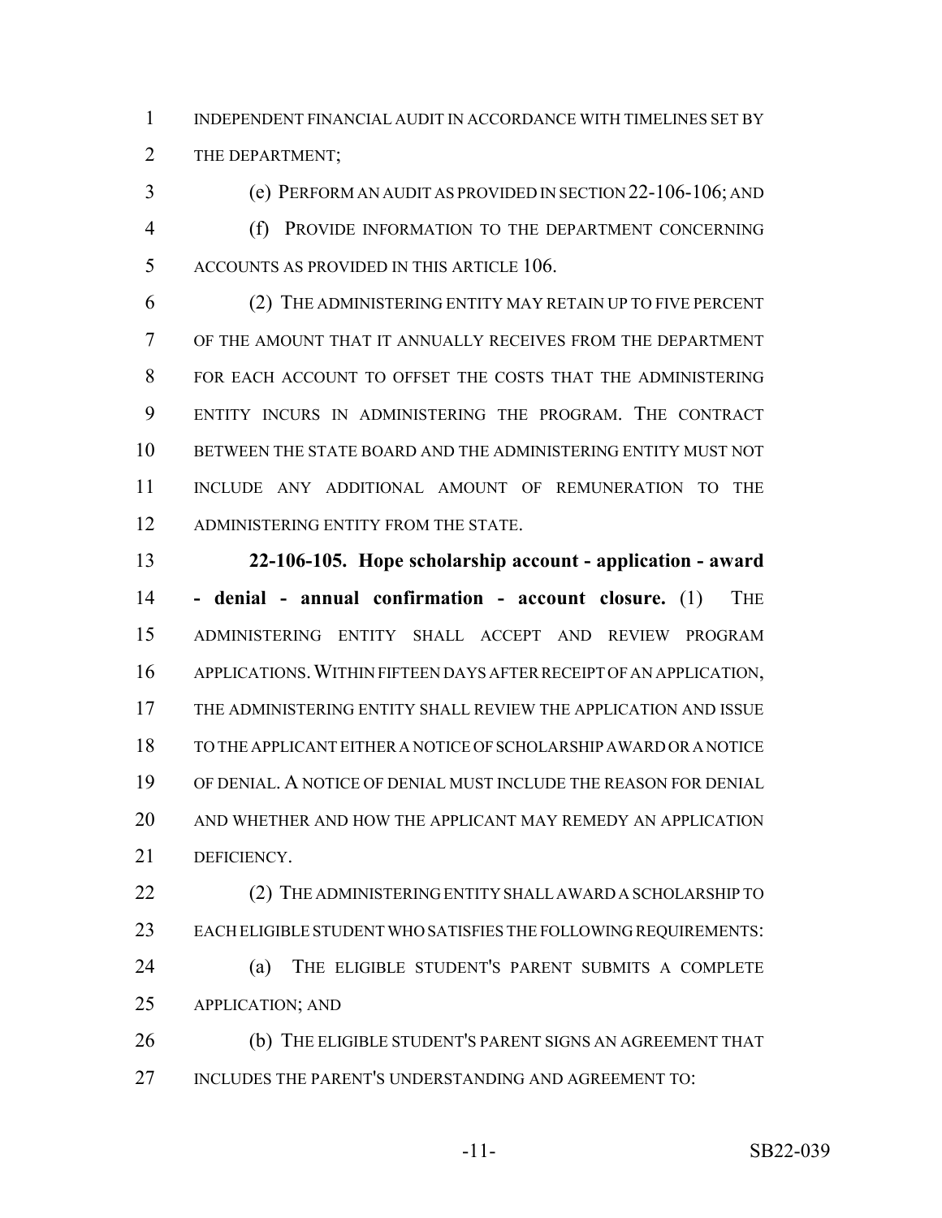INDEPENDENT FINANCIAL AUDIT IN ACCORDANCE WITH TIMELINES SET BY THE DEPARTMENT;

(e) PERFORM AN AUDIT AS PROVIDED IN SECTION 22-106-106; AND

(f) PROVIDE INFORMATION TO THE DEPARTMENT CONCERNING ACCOUNTS AS PROVIDED IN THIS ARTICLE 106.

(2) THE ADMINISTERING ENTITY MAY RETAIN UP TO FIVE PERCENT OF THE AMOUNT THAT IT ANNUALLY RECEIVES FROM THE DEPARTMENT FOR EACH ACCOUNT TO OFFSET THE COSTS THAT THE ADMINISTERING ENTITY INCURS IN ADMINISTERING THE PROGRAM. THE CONTRACT BETWEEN THE STATE BOARD AND THE ADMINISTERING ENTITY MUST NOT INCLUDE ANY ADDITIONAL AMOUNT OF REMUNERATION TO THE ADMINISTERING ENTITY FROM THE STATE.

**22-106-105. Hope scholarship account - application - award - denial - annual confirmation - account closure.** (1) THE ADMINISTERING ENTITY SHALL ACCEPT AND REVIEW PROGRAM APPLICATIONS. WITHIN FIFTEEN DAYS AFTER RECEIPT OF AN APPLICATION, THE ADMINISTERING ENTITY SHALL REVIEW THE APPLICATION AND ISSUE TO THE APPLICANT EITHER A NOTICE OF SCHOLARSHIP AWARD OR A NOTICE OF DENIAL. A NOTICE OF DENIAL MUST INCLUDE THE REASON FOR DENIAL AND WHETHER AND HOW THE APPLICANT MAY REMEDY AN APPLICATION DEFICIENCY.

(2) THE ADMINISTERING ENTITY SHALL AWARD A SCHOLARSHIP TO EACH ELIGIBLE STUDENT WHO SATISFIES THE FOLLOWING REQUIREMENTS:

(a) THE ELIGIBLE STUDENT'S PARENT SUBMITS A COMPLETE APPLICATION; AND

(b) THE ELIGIBLE STUDENT'S PARENT SIGNS AN AGREEMENT THAT INCLUDES THE PARENT'S UNDERSTANDING AND AGREEMENT TO: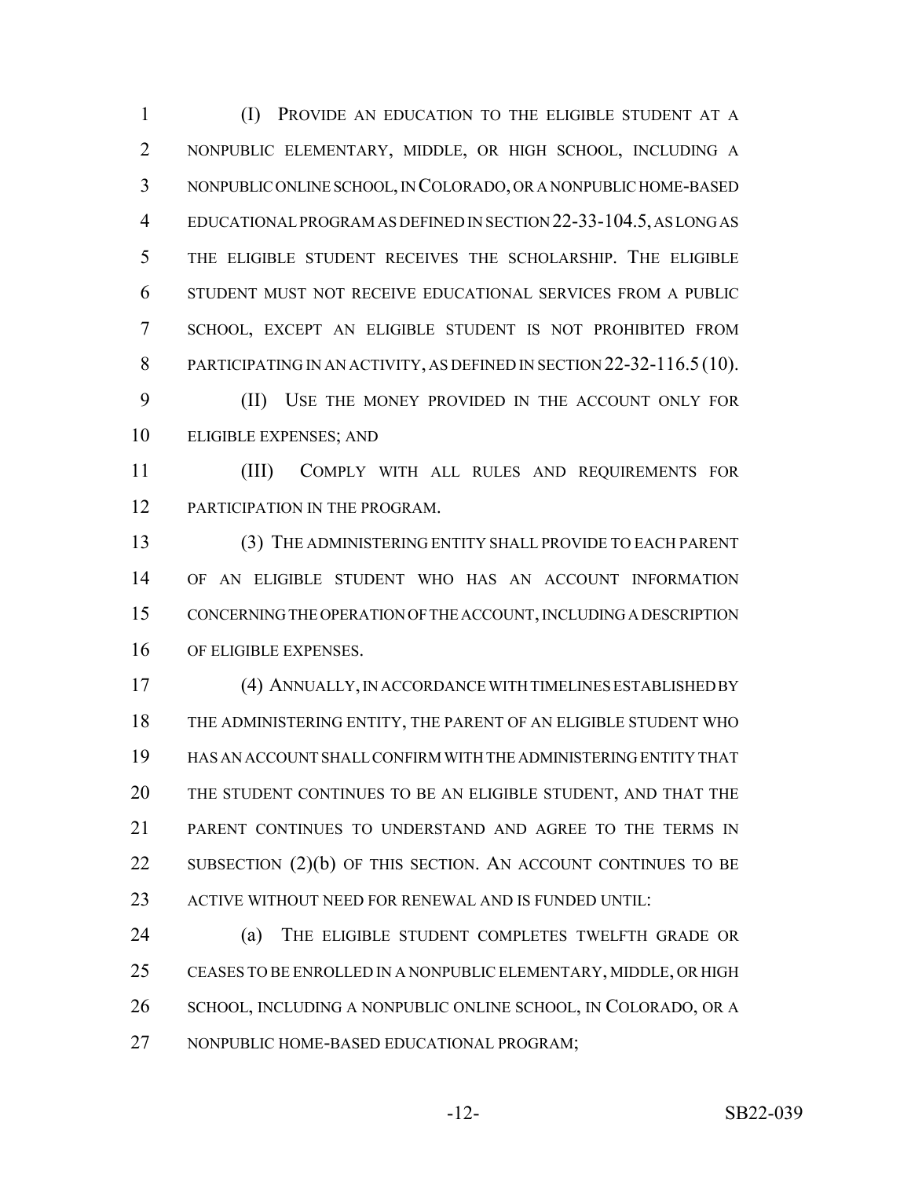(I) PROVIDE AN EDUCATION TO THE ELIGIBLE STUDENT AT A NONPUBLIC ELEMENTARY, MIDDLE, OR HIGH SCHOOL, INCLUDING A NONPUBLIC ONLINE SCHOOL, IN COLORADO, OR A NONPUBLIC HOME-BASED EDUCATIONAL PROGRAM AS DEFINED IN SECTION 22-33-104.5, AS LONG AS THE ELIGIBLE STUDENT RECEIVES THE SCHOLARSHIP. THE ELIGIBLE STUDENT MUST NOT RECEIVE EDUCATIONAL SERVICES FROM A PUBLIC SCHOOL, EXCEPT AN ELIGIBLE STUDENT IS NOT PROHIBITED FROM PARTICIPATING IN AN ACTIVITY, AS DEFINED IN SECTION 22-32-116.5 (10).

(II) USE THE MONEY PROVIDED IN THE ACCOUNT ONLY FOR ELIGIBLE EXPENSES; AND

(III) COMPLY WITH ALL RULES AND REQUIREMENTS FOR PARTICIPATION IN THE PROGRAM.

(3) THE ADMINISTERING ENTITY SHALL PROVIDE TO EACH PARENT OF AN ELIGIBLE STUDENT WHO HAS AN ACCOUNT INFORMATION CONCERNING THE OPERATION OF THE ACCOUNT, INCLUDING A DESCRIPTION OF ELIGIBLE EXPENSES.

(4) ANNUALLY, IN ACCORDANCE WITH TIMELINES ESTABLISHED BY THE ADMINISTERING ENTITY, THE PARENT OF AN ELIGIBLE STUDENT WHO HAS AN ACCOUNT SHALL CONFIRM WITH THE ADMINISTERING ENTITY THAT THE STUDENT CONTINUES TO BE AN ELIGIBLE STUDENT, AND THAT THE PARENT CONTINUES TO UNDERSTAND AND AGREE TO THE TERMS IN SUBSECTION (2)(b) OF THIS SECTION. AN ACCOUNT CONTINUES TO BE ACTIVE WITHOUT NEED FOR RENEWAL AND IS FUNDED UNTIL:

(a) THE ELIGIBLE STUDENT COMPLETES TWELFTH GRADE OR CEASES TO BE ENROLLED IN A NONPUBLIC ELEMENTARY, MIDDLE, OR HIGH SCHOOL, INCLUDING A NONPUBLIC ONLINE SCHOOL, IN COLORADO, OR A NONPUBLIC HOME-BASED EDUCATIONAL PROGRAM;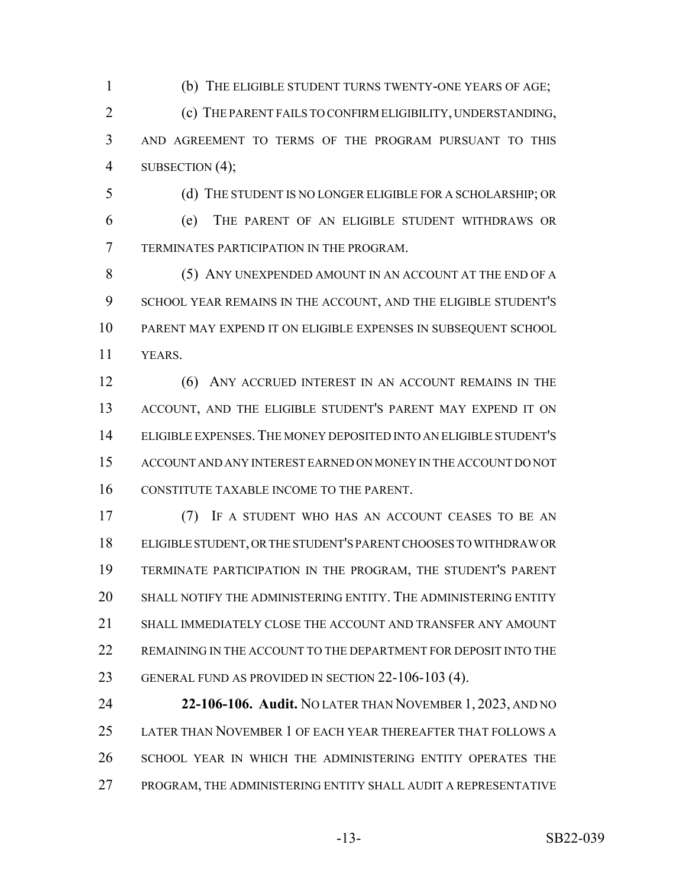(b) THE ELIGIBLE STUDENT TURNS TWENTY-ONE YEARS OF AGE;

(c) THE PARENT FAILS TO CONFIRM ELIGIBILITY, UNDERSTANDING, AND AGREEMENT TO TERMS OF THE PROGRAM PURSUANT TO THIS SUBSECTION (4);

(d) THE STUDENT IS NO LONGER ELIGIBLE FOR A SCHOLARSHIP; OR

(e) THE PARENT OF AN ELIGIBLE STUDENT WITHDRAWS OR TERMINATES PARTICIPATION IN THE PROGRAM.

(5) ANY UNEXPENDED AMOUNT IN AN ACCOUNT AT THE END OF A SCHOOL YEAR REMAINS IN THE ACCOUNT, AND THE ELIGIBLE STUDENT'S PARENT MAY EXPEND IT ON ELIGIBLE EXPENSES IN SUBSEQUENT SCHOOL YEARS.

(6) ANY ACCRUED INTEREST IN AN ACCOUNT REMAINS IN THE ACCOUNT, AND THE ELIGIBLE STUDENT'S PARENT MAY EXPEND IT ON ELIGIBLE EXPENSES. THE MONEY DEPOSITED INTO AN ELIGIBLE STUDENT'S ACCOUNT AND ANY INTEREST EARNED ON MONEY IN THE ACCOUNT DO NOT CONSTITUTE TAXABLE INCOME TO THE PARENT.

(7) IF A STUDENT WHO HAS AN ACCOUNT CEASES TO BE AN ELIGIBLE STUDENT, OR THE STUDENT'S PARENT CHOOSES TO WITHDRAW OR TERMINATE PARTICIPATION IN THE PROGRAM, THE STUDENT'S PARENT SHALL NOTIFY THE ADMINISTERING ENTITY. THE ADMINISTERING ENTITY SHALL IMMEDIATELY CLOSE THE ACCOUNT AND TRANSFER ANY AMOUNT REMAINING IN THE ACCOUNT TO THE DEPARTMENT FOR DEPOSIT INTO THE GENERAL FUND AS PROVIDED IN SECTION 22-106-103 (4).

**22-106-106. Audit.** NO LATER THAN NOVEMBER 1, 2023, AND NO LATER THAN NOVEMBER 1 OF EACH YEAR THEREAFTER THAT FOLLOWS A SCHOOL YEAR IN WHICH THE ADMINISTERING ENTITY OPERATES THE PROGRAM, THE ADMINISTERING ENTITY SHALL AUDIT A REPRESENTATIVE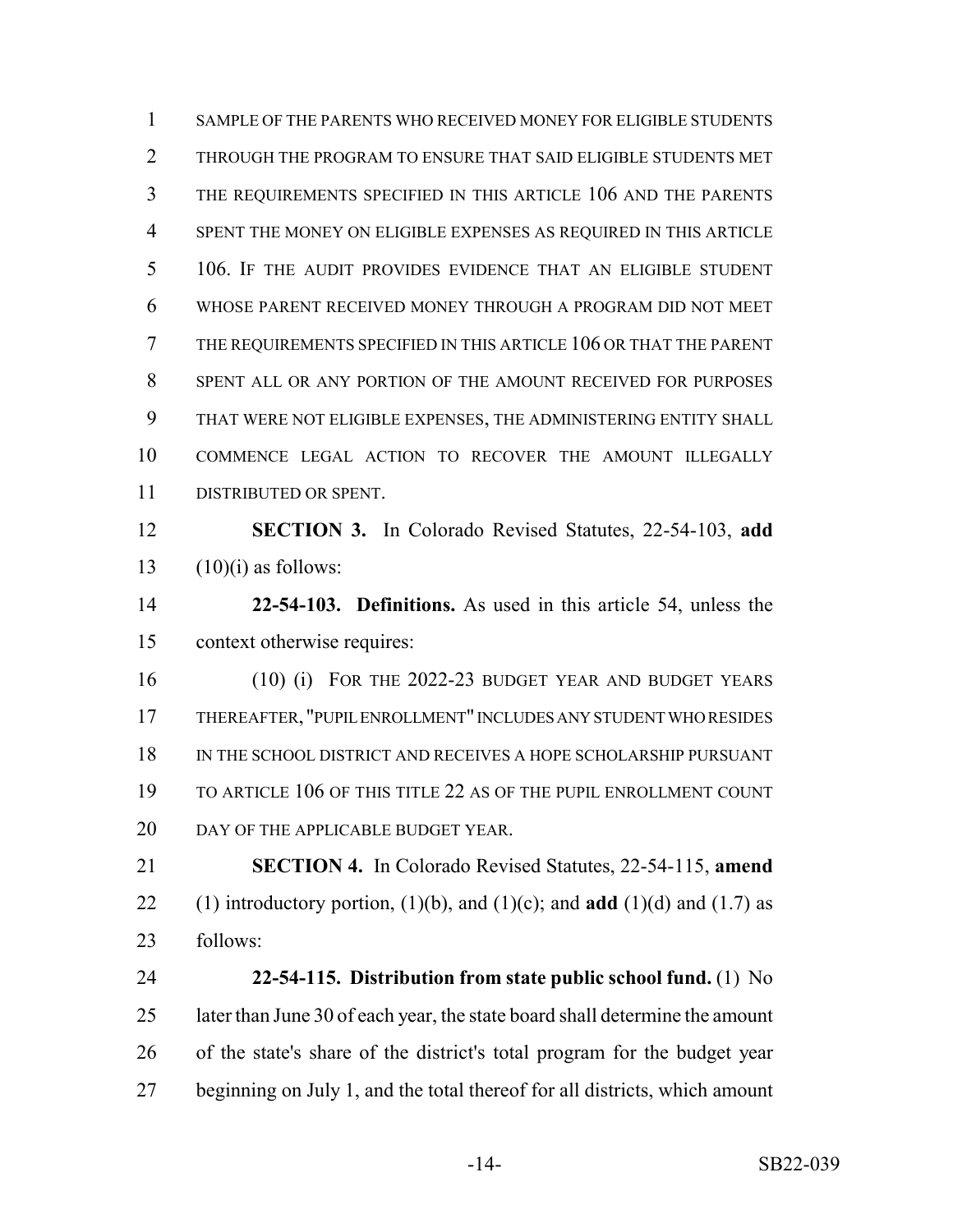SAMPLE OF THE PARENTS WHO RECEIVED MONEY FOR ELIGIBLE STUDENTS THROUGH THE PROGRAM TO ENSURE THAT SAID ELIGIBLE STUDENTS MET THE REQUIREMENTS SPECIFIED IN THIS ARTICLE 106 AND THE PARENTS SPENT THE MONEY ON ELIGIBLE EXPENSES AS REQUIRED IN THIS ARTICLE 106. IF THE AUDIT PROVIDES EVIDENCE THAT AN ELIGIBLE STUDENT WHOSE PARENT RECEIVED MONEY THROUGH A PROGRAM DID NOT MEET THE REQUIREMENTS SPECIFIED IN THIS ARTICLE 106 OR THAT THE PARENT SPENT ALL OR ANY PORTION OF THE AMOUNT RECEIVED FOR PURPOSES THAT WERE NOT ELIGIBLE EXPENSES, THE ADMINISTERING ENTITY SHALL COMMENCE LEGAL ACTION TO RECOVER THE AMOUNT ILLEGALLY DISTRIBUTED OR SPENT.

**SECTION 3.** In Colorado Revised Statutes, 22-54-103, **add** (10)(i) as follows:

**22-54-103. Definitions.** As used in this article 54, unless the context otherwise requires:

(10) (i) FOR THE 2022-23 BUDGET YEAR AND BUDGET YEARS THEREAFTER, "PUPIL ENROLLMENT" INCLUDES ANY STUDENT WHO RESIDES IN THE SCHOOL DISTRICT AND RECEIVES A HOPE SCHOLARSHIP PURSUANT TO ARTICLE 106 OF THIS TITLE 22 AS OF THE PUPIL ENROLLMENT COUNT DAY OF THE APPLICABLE BUDGET YEAR.

**SECTION 4.** In Colorado Revised Statutes, 22-54-115, **amend** (1) introductory portion, (1)(b), and (1)(c); and **add** (1)(d) and (1.7) as follows:

**22-54-115. Distribution from state public school fund.** (1) No later than June 30 of each year, the state board shall determine the amount of the state's share of the district's total program for the budget year beginning on July 1, and the total thereof for all districts, which amount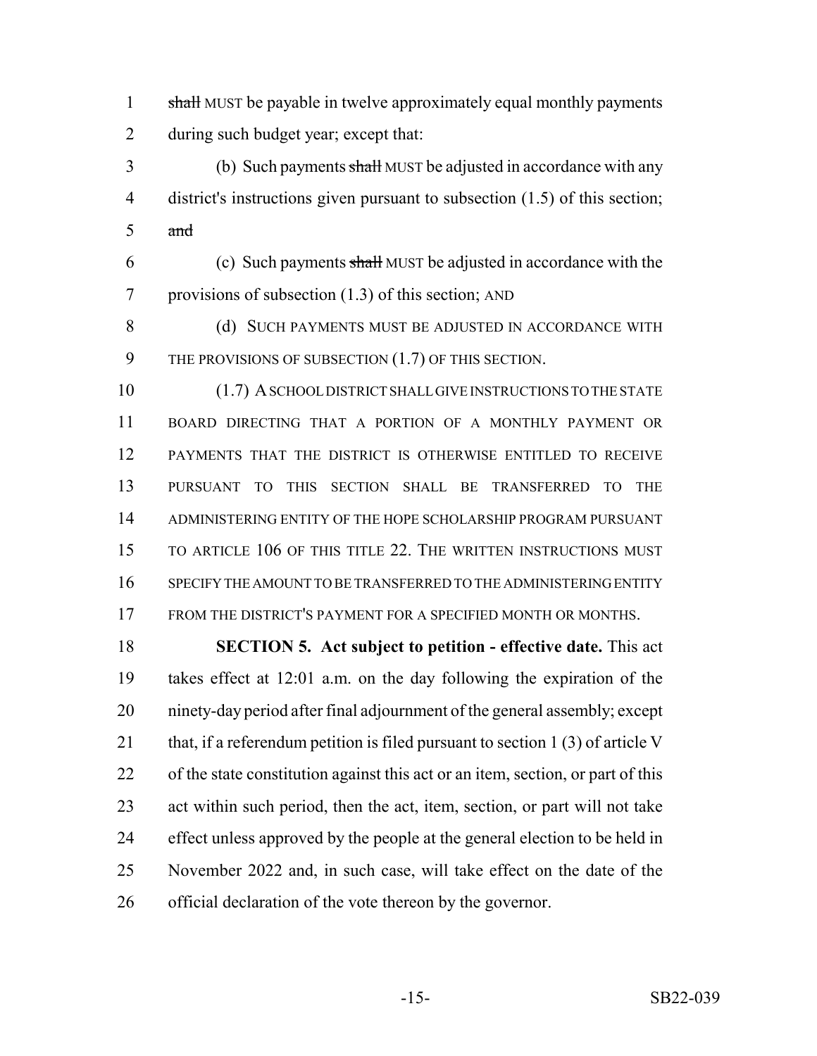~~shall~~ MUST be payable in twelve approximately equal monthly payments during such budget year; except that:

(b) Such payments ~~shall~~ MUST be adjusted in accordance with any district's instructions given pursuant to subsection (1.5) of this section; ~~and~~

(c) Such payments ~~shall~~ MUST be adjusted in accordance with the provisions of subsection (1.3) of this section; AND

(d) SUCH PAYMENTS MUST BE ADJUSTED IN ACCORDANCE WITH THE PROVISIONS OF SUBSECTION (1.7) OF THIS SECTION.

(1.7) A SCHOOL DISTRICT SHALL GIVE INSTRUCTIONS TO THE STATE BOARD DIRECTING THAT A PORTION OF A MONTHLY PAYMENT OR PAYMENTS THAT THE DISTRICT IS OTHERWISE ENTITLED TO RECEIVE PURSUANT TO THIS SECTION SHALL BE TRANSFERRED TO THE ADMINISTERING ENTITY OF THE HOPE SCHOLARSHIP PROGRAM PURSUANT TO ARTICLE 106 OF THIS TITLE 22. THE WRITTEN INSTRUCTIONS MUST SPECIFY THE AMOUNT TO BE TRANSFERRED TO THE ADMINISTERING ENTITY FROM THE DISTRICT'S PAYMENT FOR A SPECIFIED MONTH OR MONTHS.

**SECTION 5. Act subject to petition - effective date.** This act takes effect at 12:01 a.m. on the day following the expiration of the ninety-day period after final adjournment of the general assembly; except that, if a referendum petition is filed pursuant to section 1 (3) of article V of the state constitution against this act or an item, section, or part of this act within such period, then the act, item, section, or part will not take effect unless approved by the people at the general election to be held in November 2022 and, in such case, will take effect on the date of the official declaration of the vote thereon by the governor.